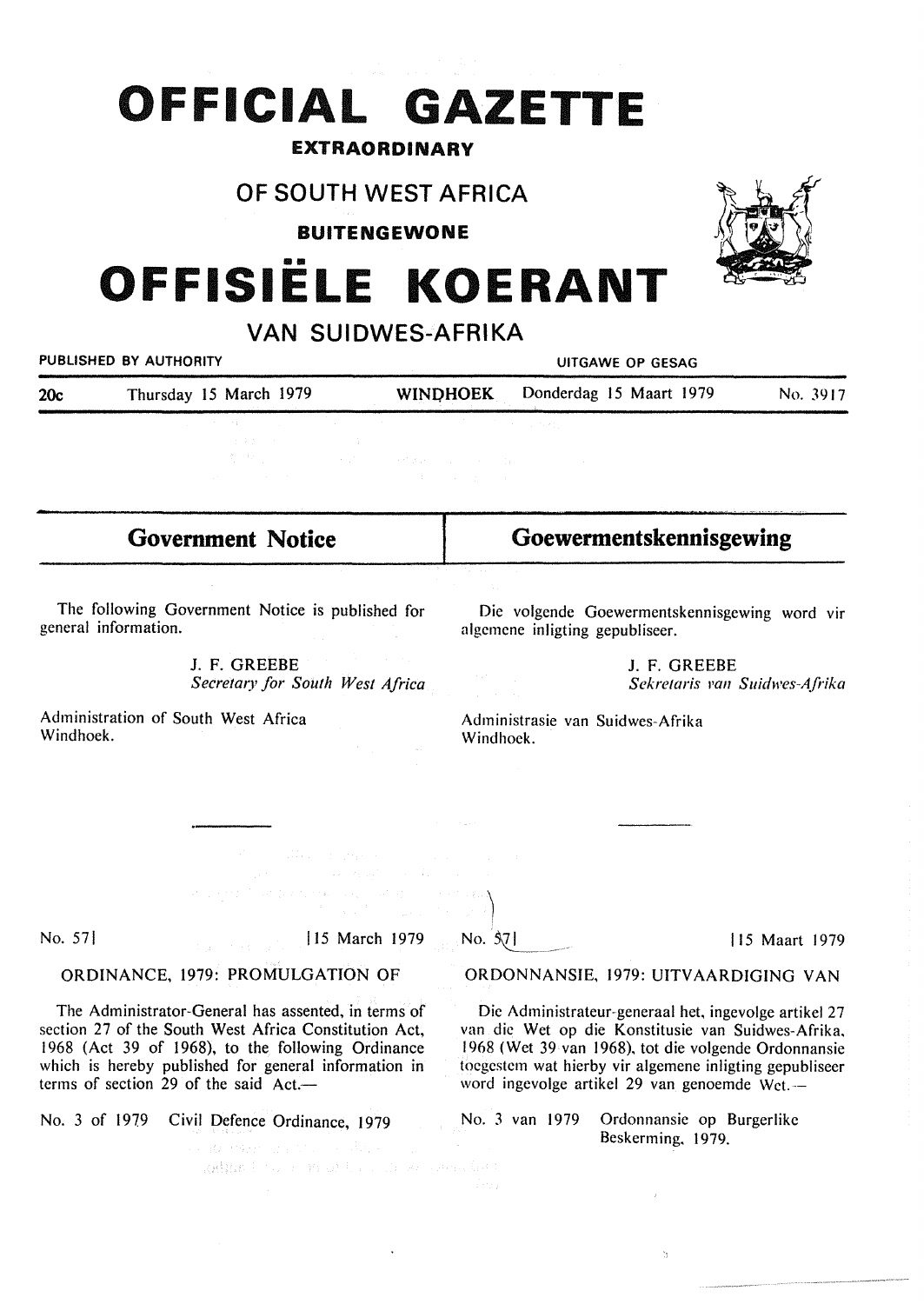# OFFICIAL GAZETTE

**EXTRAORDINARY**

## OF SOUTH WEST AFRICA

**BUITENGEWONE**

# OFFISIËLE KOERANT

## VAN SUIDWES-AFRIKA

PUBLISHED BY AUTHORITY — UITGAWE OP GESAG

20c — Thursday 15 March 1979 — WINDHOEK — Donderdag 15 Maart 1979 — No. 3917

## Government Notice

The following Government Notice is published for general information.

J. F. GREEBE
*Secretary for South West Africa*

Administration of South West Africa
Windhoek.

No. 57] [15 March 1979

ORDINANCE, 1979: PROMULGATION OF

The Administrator-General has assented, in terms of section 27 of the South West Africa Constitution Act, 1968 (Act 39 of 1968), to the following Ordinance which is hereby published for general information in terms of section 29 of the said Act.—

No. 3 of 1979 Civil Defence Ordinance, 1979

## Goewermentskennisgewing

Die volgende Goewermentskennisgewing word vir algemene inligting gepubliseer.

J. F. GREEBE
*Sekretaris van Suidwes-Afrika*

Administrasie van Suidwes-Afrika
Windhoek.

No. 57] [15 Maart 1979

ORDONNANSIE, 1979: UITVAARDIGING VAN

Die Administrateur-generaal het, ingevolge artikel 27 van die Wet op die Konstitusie van Suidwes-Afrika, 1968 (Wet 39 van 1968), tot die volgende Ordonnansie toegestem wat hierby vir algemene inligting gepubliseer word ingevolge artikel 29 van genoemde Wet.—

No. 3 van 1979 Ordonnansie op Burgerlike Beskerming, 1979.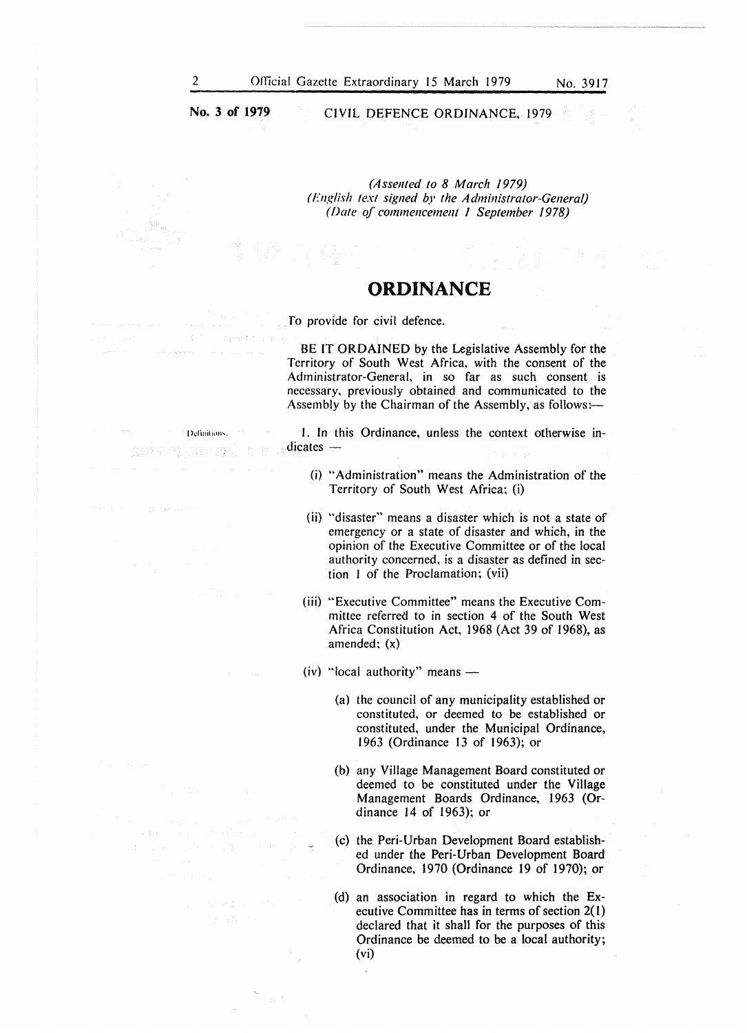**No. 3 of 1979** CIVIL DEFENCE ORDINANCE, 1979

*(Assented to 8 March 1979)*
*(English text signed by the Administrator-General)*
*(Date of commencement 1 September 1978)*

# ORDINANCE

To provide for civil defence.

BE IT ORDAINED by the Legislative Assembly for the Territory of South West Africa, with the consent of the Administrator-General, in so far as such consent is necessary, previously obtained and communicated to the Assembly by the Chairman of the Assembly, as follows:—

Definitions.

1. In this Ordinance, unless the context otherwise indicates —

(i) "Administration" means the Administration of the Territory of South West Africa; (i)

(ii) "disaster" means a disaster which is not a state of emergency or a state of disaster and which, in the opinion of the Executive Committee or of the local authority concerned, is a disaster as defined in section 1 of the Proclamation; (vii)

(iii) "Executive Committee" means the Executive Committee referred to in section 4 of the South West Africa Constitution Act, 1968 (Act 39 of 1968), as amended; (x)

(iv) "local authority" means —

(a) the council of any municipality established or constituted, or deemed to be established or constituted, under the Municipal Ordinance, 1963 (Ordinance 13 of 1963); or

(b) any Village Management Board constituted or deemed to be constituted under the Village Management Boards Ordinance, 1963 (Ordinance 14 of 1963); or

(c) the Peri-Urban Development Board established under the Peri-Urban Development Board Ordinance, 1970 (Ordinance 19 of 1970); or

(d) an association in regard to which the Executive Committee has in terms of section 2(1) declared that it shall for the purposes of this Ordinance be deemed to be a local authority; (vi)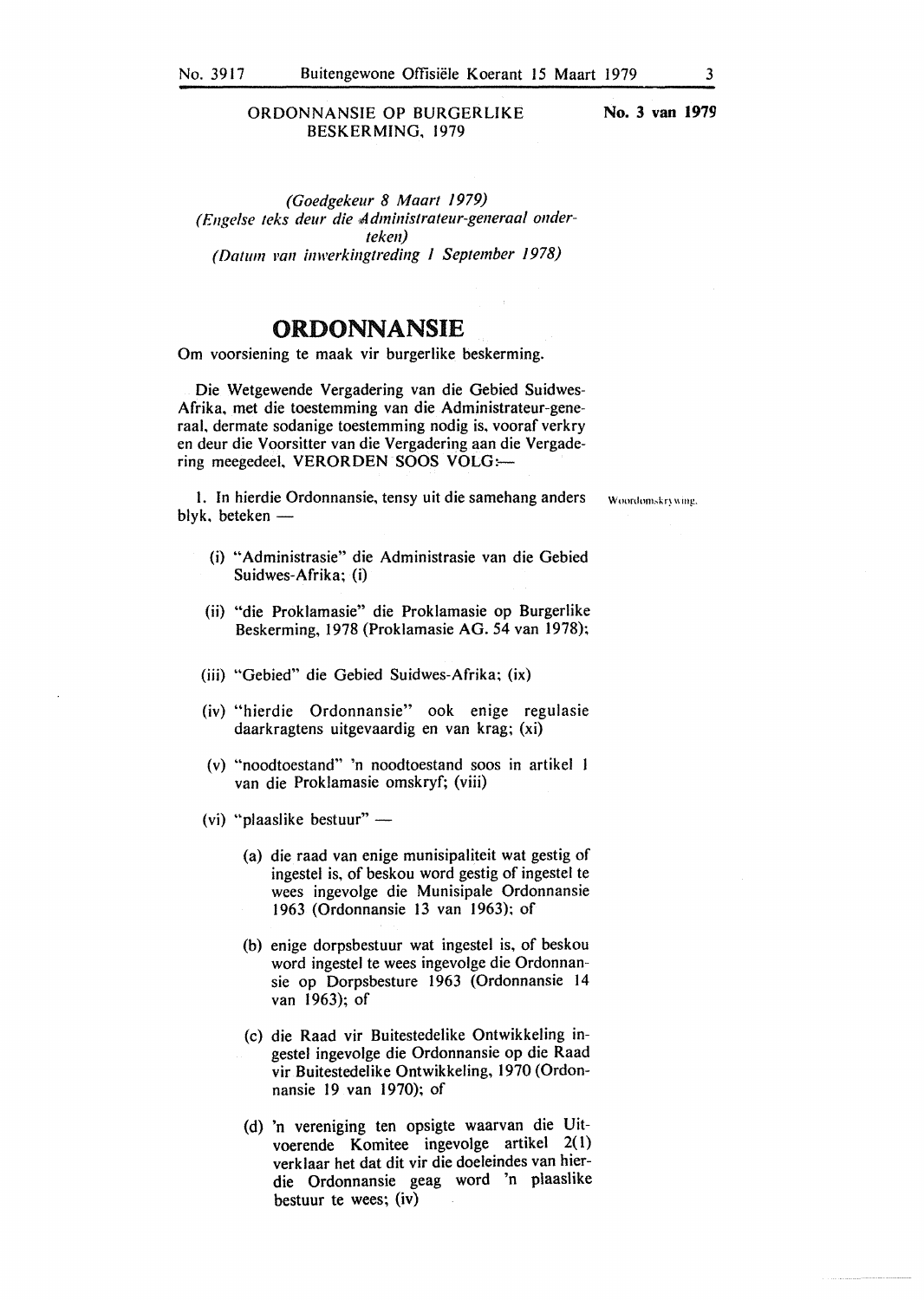ORDONNANSIE OP BURGERLIKE BESKERMING, 1979

**No. 3 van 1979**

*(Goedgekeur 8 Maart 1979)*
*(Engelse teks deur die Administrateur-generaal onderteken)*
*(Datum van inwerkingtreding 1 September 1978)*

# ORDONNANSIE

Om voorsiening te maak vir burgerlike beskerming.

Die Wetgewende Vergadering van die Gebied Suidwes-Afrika, met die toestemming van die Administrateur-generaal, dermate sodanige toestemming nodig is, vooraf verkry en deur die Voorsitter van die Vergadering aan die Vergadering meegedeel, VERORDEN SOOS VOLG:—

Woordomskrywing.

1. In hierdie Ordonnansie, tensy uit die samehang anders blyk, beteken —

(i) "Administrasie" die Administrasie van die Gebied Suidwes-Afrika; (i)

(ii) "die Proklamasie" die Proklamasie op Burgerlike Beskerming, 1978 (Proklamasie AG. 54 van 1978);

(iii) "Gebied" die Gebied Suidwes-Afrika; (ix)

(iv) "hierdie Ordonnansie" ook enige regulasie daarkragtens uitgevaardig en van krag; (xi)

(v) "noodtoestand" 'n noodtoestand soos in artikel 1 van die Proklamasie omskryf; (viii)

(vi) "plaaslike bestuur" —

(a) die raad van enige munisipaliteit wat gestig of ingestel is, of beskou word gestig of ingestel te wees ingevolge die Munisipale Ordonnansie 1963 (Ordonnansie 13 van 1963); of

(b) enige dorpsbestuur wat ingestel is, of beskou word ingestel te wees ingevolge die Ordonnansie op Dorpsbesture 1963 (Ordonnansie 14 van 1963); of

(c) die Raad vir Buitestedelike Ontwikkeling ingestel ingevolge die Ordonnansie op die Raad vir Buitestedelike Ontwikkeling, 1970 (Ordonnansie 19 van 1970); of

(d) 'n vereniging ten opsigte waarvan die Uitvoerende Komitee ingevolge artikel 2(1) verklaar het dat dit vir die doeleindes van hierdie Ordonnansie geag word 'n plaaslike bestuur te wees; (iv)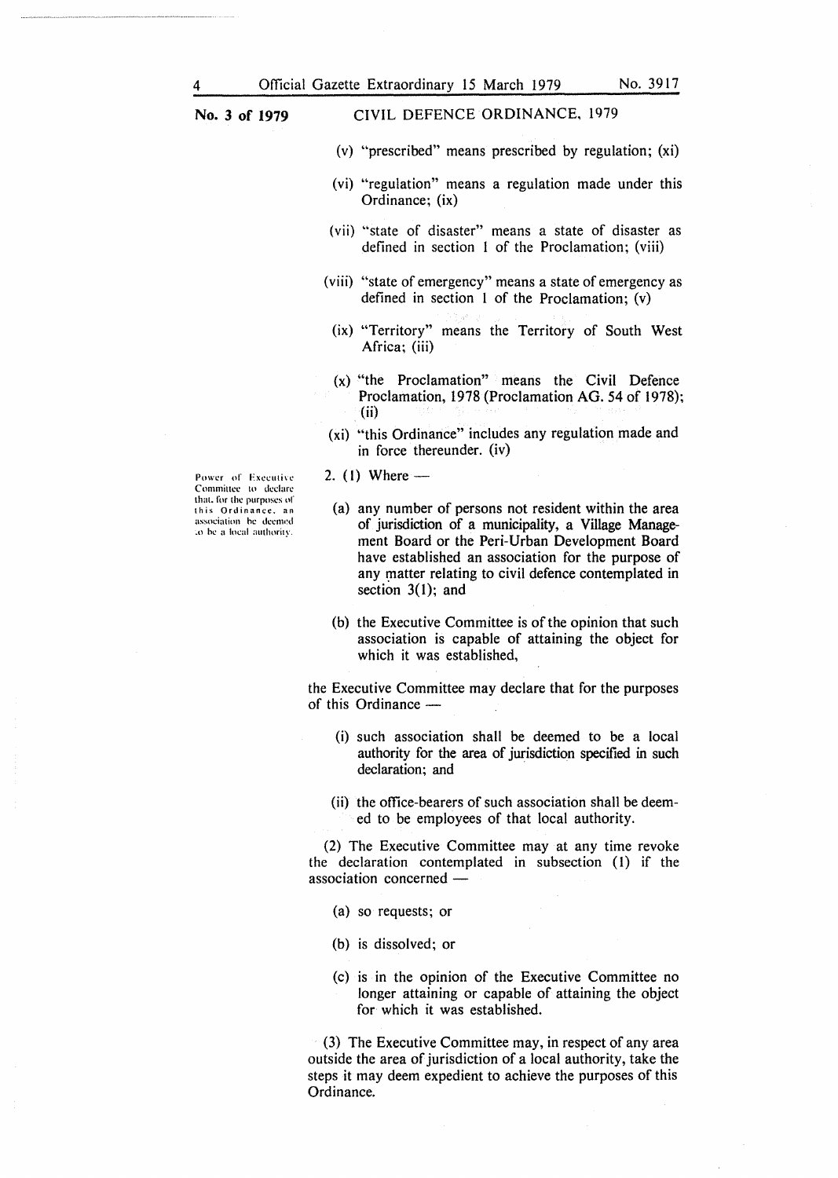No. 3 of 1979 CIVIL DEFENCE ORDINANCE, 1979

(v) "prescribed" means prescribed by regulation; (xi)

(vi) "regulation" means a regulation made under this Ordinance; (ix)

(vii) "state of disaster" means a state of disaster as defined in section 1 of the Proclamation; (viii)

(viii) "state of emergency" means a state of emergency as defined in section 1 of the Proclamation; (v)

(ix) "Territory" means the Territory of South West Africa; (iii)

(x) "the Proclamation" means the Civil Defence Proclamation, 1978 (Proclamation AG. 54 of 1978); (ii)

(xi) "this Ordinance" includes any regulation made and in force thereunder. (iv)

*Power of Executive Committee to declare that, for the purposes of this Ordinance, an association be deemed to be a local authority.*

2. (1) Where —

(a) any number of persons not resident within the area of jurisdiction of a municipality, a Village Management Board or the Peri-Urban Development Board have established an association for the purpose of any matter relating to civil defence contemplated in section 3(1); and

(b) the Executive Committee is of the opinion that such association is capable of attaining the object for which it was established,

the Executive Committee may declare that for the purposes of this Ordinance —

(i) such association shall be deemed to be a local authority for the area of jurisdiction specified in such declaration; and

(ii) the office-bearers of such association shall be deemed to be employees of that local authority.

(2) The Executive Committee may at any time revoke the declaration contemplated in subsection (1) if the association concerned —

(a) so requests; or

(b) is dissolved; or

(c) is in the opinion of the Executive Committee no longer attaining or capable of attaining the object for which it was established.

(3) The Executive Committee may, in respect of any area outside the area of jurisdiction of a local authority, take the steps it may deem expedient to achieve the purposes of this Ordinance.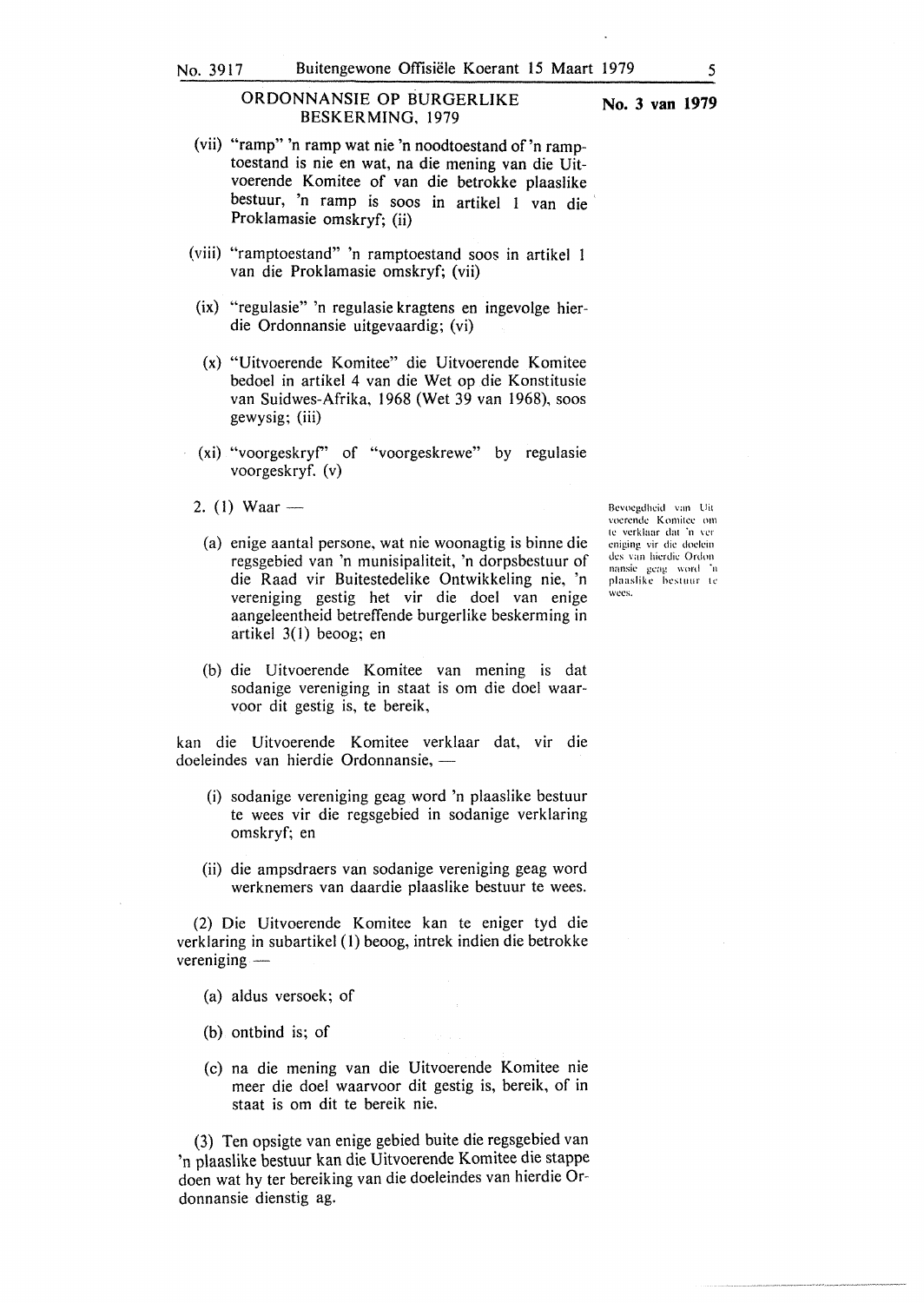## ORDONNANSIE OP BURGERLIKE BESKERMING, 1979

**No. 3 van 1979**

(vii) "ramp" 'n ramp wat nie 'n noodtoestand of 'n ramptoestand is nie en wat, na die mening van die Uitvoerende Komitee of van die betrokke plaaslike bestuur, 'n ramp is soos in artikel 1 van die Proklamasie omskryf; (ii)

(viii) "ramptoestand" 'n ramptoestand soos in artikel 1 van die Proklamasie omskryf; (vii)

(ix) "regulasie" 'n regulasie kragtens en ingevolge hierdie Ordonnansie uitgevaardig; (vi)

(x) "Uitvoerende Komitee" die Uitvoerende Komitee bedoel in artikel 4 van die Wet op die Konstitusie van Suidwes-Afrika, 1968 (Wet 39 van 1968), soos gewysig; (iii)

(xi) "voorgeskryf" of "voorgeskrewe" by regulasie voorgeskryf. (v)

*Bevoegdheid van Uitvoerende Komitee om te verklaar dat 'n vereniging vir die doeleindes van hierdie Ordonnansie geag word 'n plaaslike bestuur te wees.*

2. (1) Waar —

(a) enige aantal persone, wat nie woonagtig is binne die regsgebied van 'n munisipaliteit, 'n dorpsbestuur of die Raad vir Buitestedelike Ontwikkeling nie, 'n vereniging gestig het vir die doel van enige aangeleentheid betreffende burgerlike beskerming in artikel 3(1) beoog; en

(b) die Uitvoerende Komitee van mening is dat sodanige vereniging in staat is om die doel waarvoor dit gestig is, te bereik,

kan die Uitvoerende Komitee verklaar dat, vir die doeleindes van hierdie Ordonnansie, —

(i) sodanige vereniging geag word 'n plaaslike bestuur te wees vir die regsgebied in sodanige verklaring omskryf; en

(ii) die ampsdraers van sodanige vereniging geag word werknemers van daardie plaaslike bestuur te wees.

(2) Die Uitvoerende Komitee kan te eniger tyd die verklaring in subartikel (1) beoog, intrek indien die betrokke vereniging —

(a) aldus versoek; of

(b) ontbind is; of

(c) na die mening van die Uitvoerende Komitee nie meer die doel waarvoor dit gestig is, bereik, of in staat is om dit te bereik nie.

(3) Ten opsigte van enige gebied buite die regsgebied van 'n plaaslike bestuur kan die Uitvoerende Komitee die stappe doen wat hy ter bereiking van die doeleindes van hierdie Ordonnansie dienstig ag.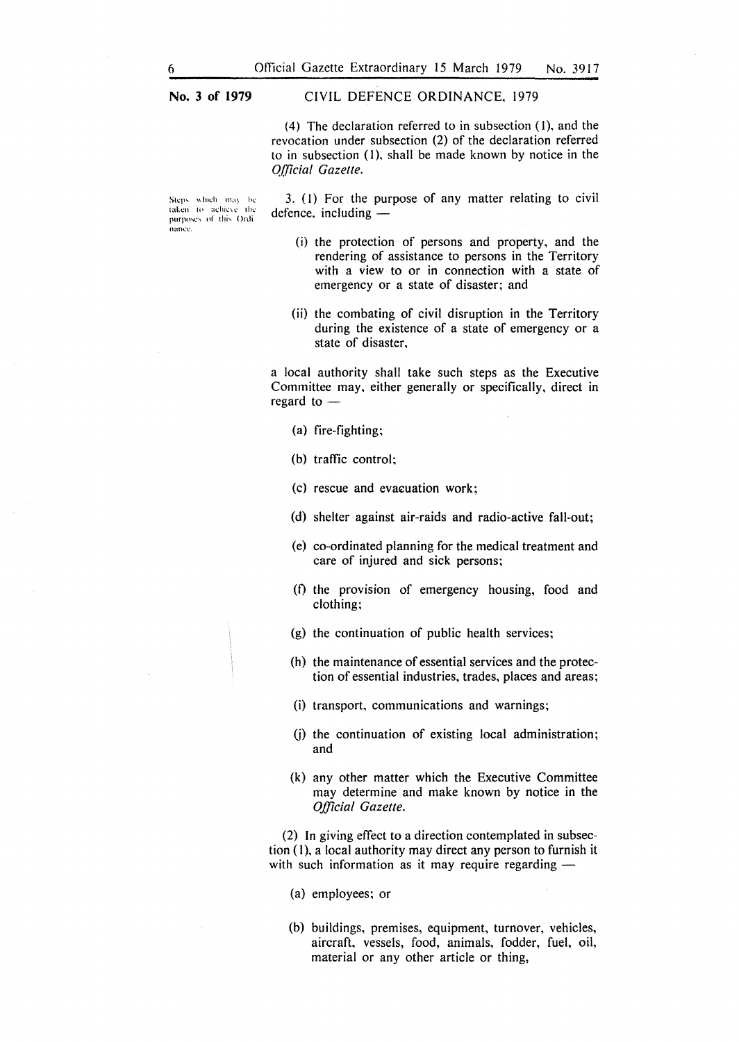**No. 3 of 1979** CIVIL DEFENCE ORDINANCE, 1979

(4) The declaration referred to in subsection (1), and the revocation under subsection (2) of the declaration referred to in subsection (1), shall be made known by notice in the *Official Gazette.*

Steps which may be taken to achieve the purposes of this Ordinance.

3. (1) For the purpose of any matter relating to civil defence, including —

(i) the protection of persons and property, and the rendering of assistance to persons in the Territory with a view to or in connection with a state of emergency or a state of disaster; and

(ii) the combating of civil disruption in the Territory during the existence of a state of emergency or a state of disaster,

a local authority shall take such steps as the Executive Committee may, either generally or specifically, direct in regard to —

(a) fire-fighting;

(b) traffic control;

(c) rescue and evacuation work;

(d) shelter against air-raids and radio-active fall-out;

(e) co-ordinated planning for the medical treatment and care of injured and sick persons;

(f) the provision of emergency housing, food and clothing;

(g) the continuation of public health services;

(h) the maintenance of essential services and the protection of essential industries, trades, places and areas;

(i) transport, communications and warnings;

(j) the continuation of existing local administration; and

(k) any other matter which the Executive Committee may determine and make known by notice in the *Official Gazette.*

(2) In giving effect to a direction contemplated in subsection (1), a local authority may direct any person to furnish it with such information as it may require regarding —

(a) employees; or

(b) buildings, premises, equipment, turnover, vehicles, aircraft, vessels, food, animals, fodder, fuel, oil, material or any other article or thing,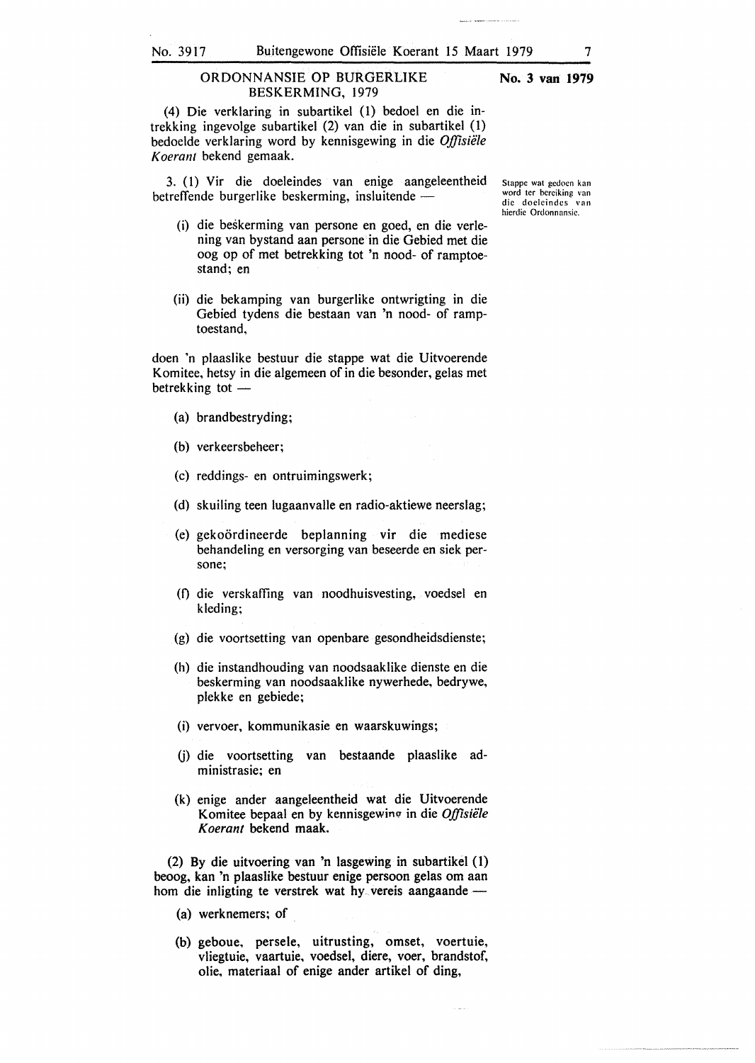ORDONNANSIE OP BURGERLIKE BESKERMING, 1979

**No. 3 van 1979**

(4) Die verklaring in subartikel (1) bedoel en die intrekking ingevolge subartikel (2) van die in subartikel (1) bedoelde verklaring word by kennisgewing in die *Offisiële Koerant* bekend gemaak.

Stappe wat gedoen kan word ter bereiking van die doeleindes van hierdie Ordonnansie.

3. (1) Vir die doeleindes van enige aangeleentheid betreffende burgerlike beskerming, insluitende —

(i) die beskerming van persone en goed, en die verlening van bystand aan persone in die Gebied met die oog op of met betrekking tot 'n nood- of ramptoestand; en

(ii) die bekamping van burgerlike ontwrigting in die Gebied tydens die bestaan van 'n nood- of ramptoestand,

doen 'n plaaslike bestuur die stappe wat die Uitvoerende Komitee, hetsy in die algemeen of in die besonder, gelas met betrekking tot —

(a) brandbestryding;

(b) verkeersbeheer;

(c) reddings- en ontruimingswerk;

(d) skuiling teen lugaanvalle en radio-aktiewe neerslag;

(e) gekoördineerde beplanning vir die mediese behandeling en versorging van beseerde en siek persone;

(f) die verskaffing van noodhuisvesting, voedsel en kleding;

(g) die voortsetting van openbare gesondheidsdienste;

(h) die instandhouding van noodsaaklike dienste en die beskerming van noodsaaklike nywerhede, bedrywe, plekke en gebiede;

(i) vervoer, kommunikasie en waarskuwings;

(j) die voortsetting van bestaande plaaslike administrasie; en

(k) enige ander aangeleentheid wat die Uitvoerende Komitee bepaal en by kennisgewing in die *Offisiële Koerant* bekend maak.

(2) By die uitvoering van 'n lasgewing in subartikel (1) beoog, kan 'n plaaslike bestuur enige persoon gelas om aan hom die inligting te verstrek wat hy vereis aangaande —

(a) werknemers; of

(b) geboue, persele, uitrusting, omset, voertuie, vliegtuie, vaartuie, voedsel, diere, voer, brandstof, olie, materiaal of enige ander artikel of ding,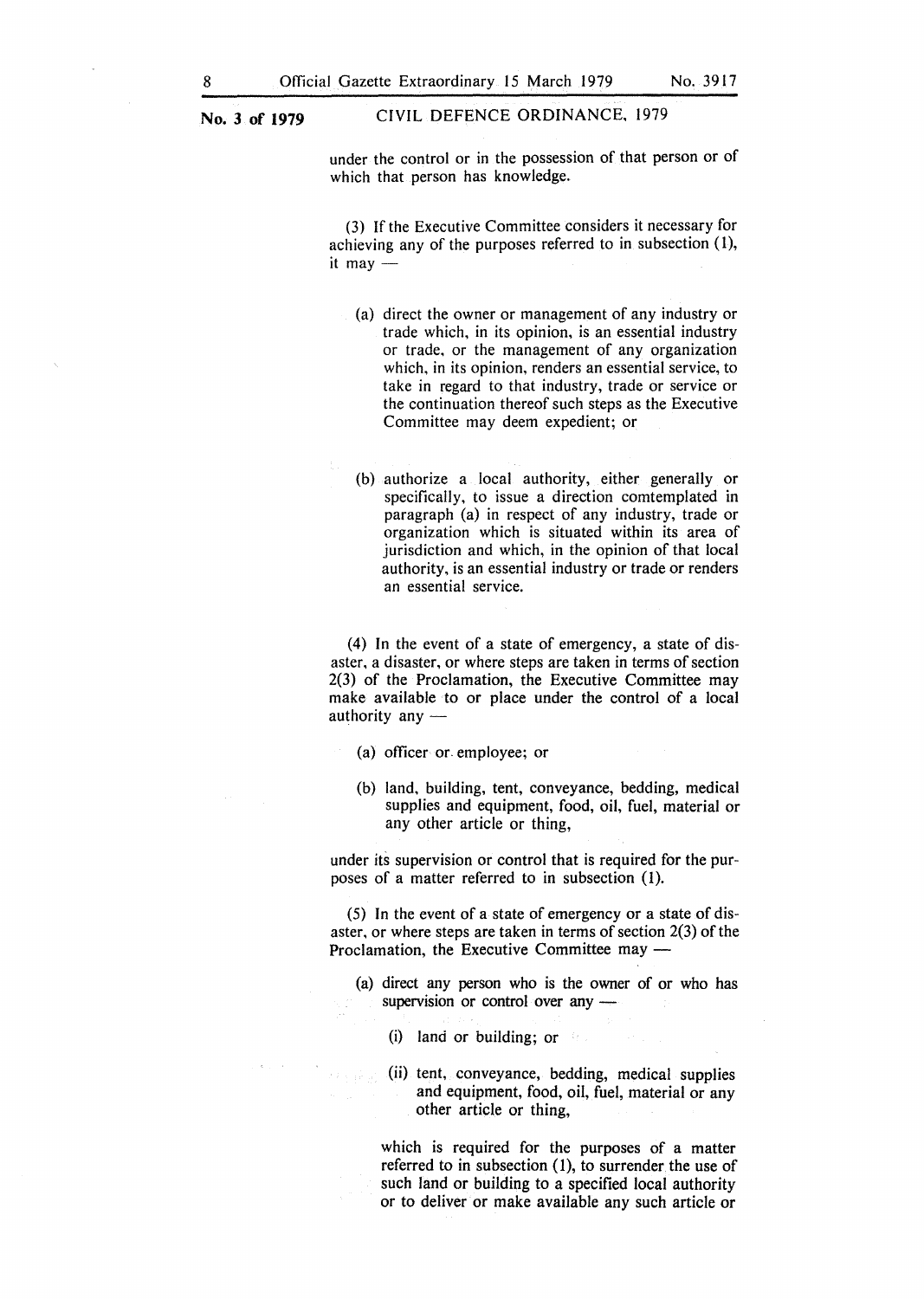under the control or in the possession of that person or of which that person has knowledge.

(3) If the Executive Committee considers it necessary for achieving any of the purposes referred to in subsection (1), it may —

(a) direct the owner or management of any industry or trade which, in its opinion, is an essential industry or trade, or the management of any organization which, in its opinion, renders an essential service, to take in regard to that industry, trade or service or the continuation thereof such steps as the Executive Committee may deem expedient; or

(b) authorize a local authority, either generally or specifically, to issue a direction comtemplated in paragraph (a) in respect of any industry, trade or organization which is situated within its area of jurisdiction and which, in the opinion of that local authority, is an essential industry or trade or renders an essential service.

(4) In the event of a state of emergency, a state of disaster, a disaster, or where steps are taken in terms of section 2(3) of the Proclamation, the Executive Committee may make available to or place under the control of a local authority any —

(a) officer or employee; or

(b) land, building, tent, conveyance, bedding, medical supplies and equipment, food, oil, fuel, material or any other article or thing,

under its supervision or control that is required for the purposes of a matter referred to in subsection (1).

(5) In the event of a state of emergency or a state of disaster, or where steps are taken in terms of section 2(3) of the Proclamation, the Executive Committee may —

(a) direct any person who is the owner of or who has supervision or control over any —

(i) land or building; or

(ii) tent, conveyance, bedding, medical supplies and equipment, food, oil, fuel, material or any other article or thing,

which is required for the purposes of a matter referred to in subsection (1), to surrender the use of such land or building to a specified local authority or to deliver or make available any such article or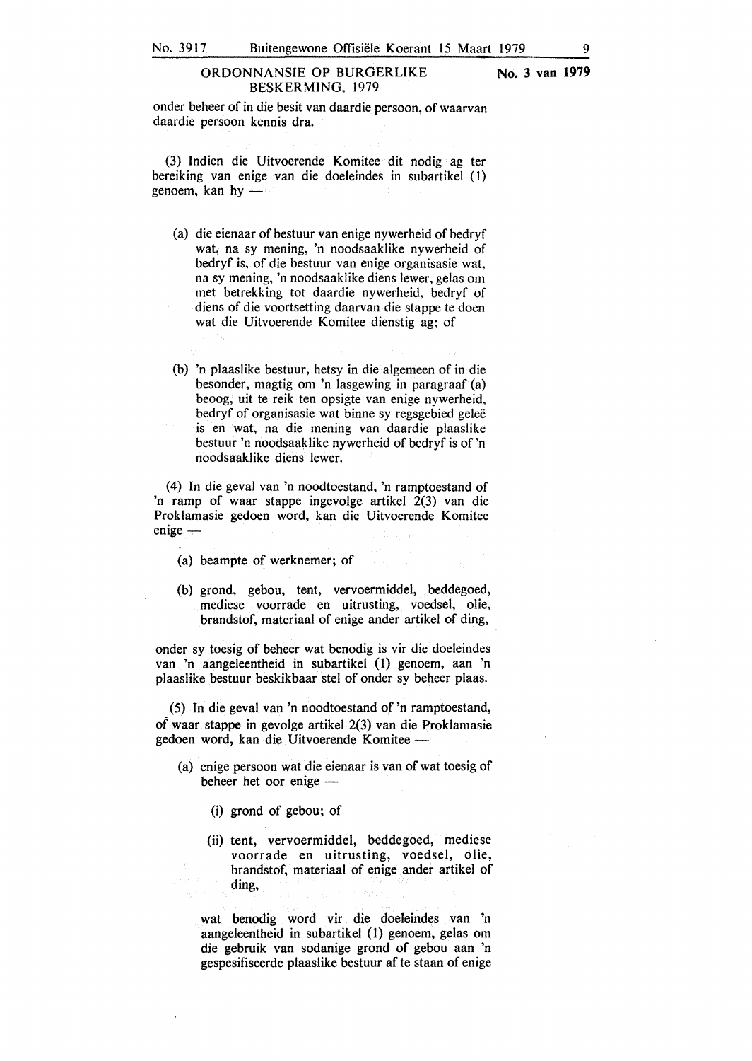onder beheer of in die besit van daardie persoon, of waarvan daardie persoon kennis dra.

(3) Indien die Uitvoerende Komitee dit nodig ag ter bereiking van enige van die doeleindes in subartikel (1) genoem, kan hy —

(a) die eienaar of bestuur van enige nywerheid of bedryf wat, na sy mening, 'n noodsaaklike nywerheid of bedryf is, of die bestuur van enige organisasie wat, na sy mening, 'n noodsaaklike diens lewer, gelas om met betrekking tot daardie nywerheid, bedryf of diens of die voortsetting daarvan die stappe te doen wat die Uitvoerende Komitee dienstig ag; of

(b) 'n plaaslike bestuur, hetsy in die algemeen of in die besonder, magtig om 'n lasgewing in paragraaf (a) beoog, uit te reik ten opsigte van enige nywerheid, bedryf of organisasie wat binne sy regsgebied geleë is en wat, na die mening van daardie plaaslike bestuur 'n noodsaaklike nywerheid of bedryf is of 'n noodsaaklike diens lewer.

(4) In die geval van 'n noodtoestand, 'n ramptoestand of 'n ramp of waar stappe ingevolge artikel 2(3) van die Proklamasie gedoen word, kan die Uitvoerende Komitee enige —

(a) beampte of werknemer; of

(b) grond, gebou, tent, vervoermiddel, beddegoed, mediese voorrade en uitrusting, voedsel, olie, brandstof, materiaal of enige ander artikel of ding,

onder sy toesig of beheer wat benodig is vir die doeleindes van 'n aangeleentheid in subartikel (1) genoem, aan 'n plaaslike bestuur beskikbaar stel of onder sy beheer plaas.

(5) In die geval van 'n noodtoestand of 'n ramptoestand, of waar stappe in gevolge artikel 2(3) van die Proklamasie gedoen word, kan die Uitvoerende Komitee —

(a) enige persoon wat die eienaar is van of wat toesig of beheer het oor enige —

(i) grond of gebou; of

(ii) tent, vervoermiddel, beddegoed, mediese voorrade en uitrusting, voedsel, olie, brandstof, materiaal of enige ander artikel of ding,

wat benodig word vir die doeleindes van 'n aangeleentheid in subartikel (1) genoem, gelas om die gebruik van sodanige grond of gebou aan 'n gespesifiseerde plaaslike bestuur af te staan of enige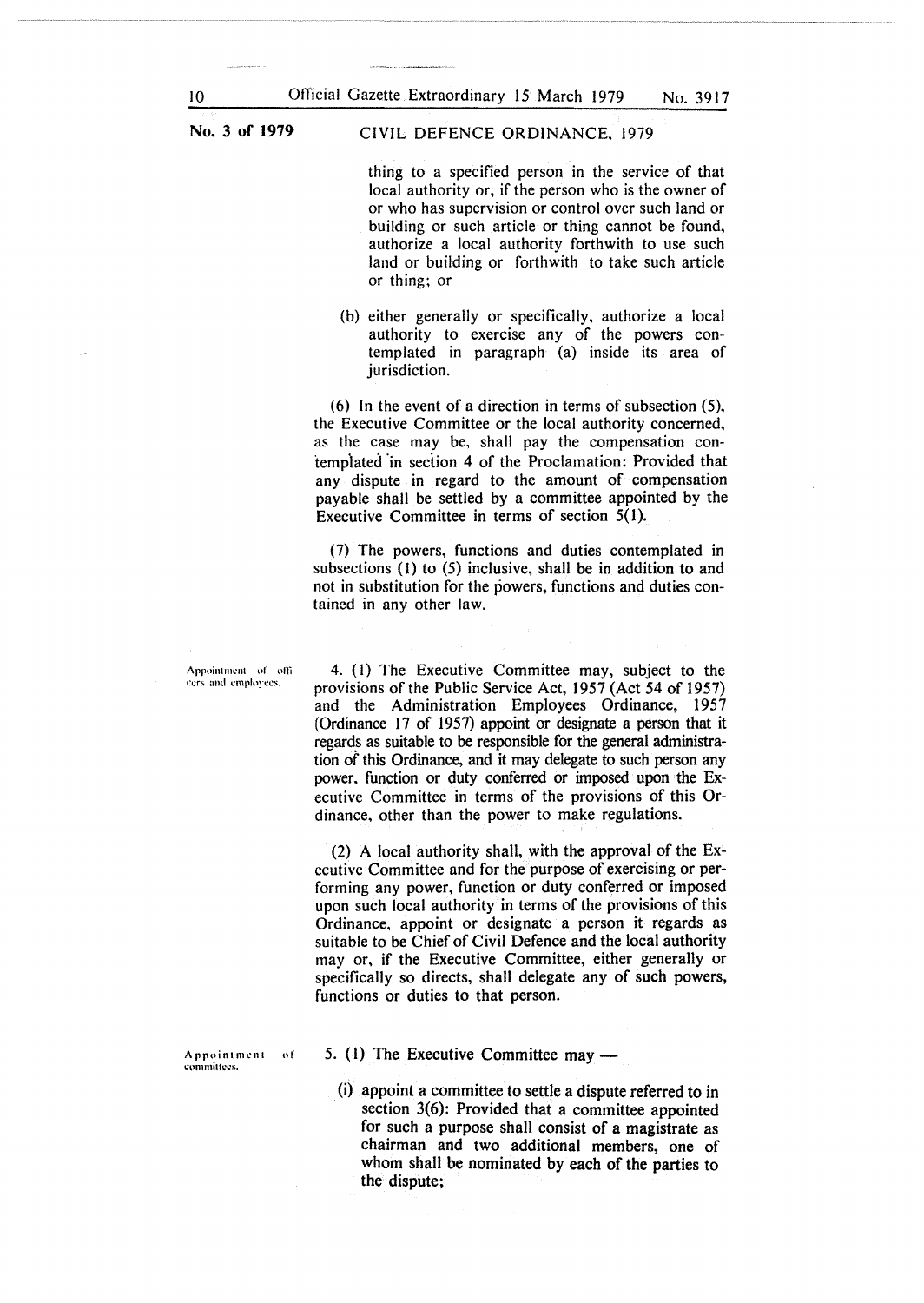thing to a specified person in the service of that local authority or, if the person who is the owner of or who has supervision or control over such land or building or such article or thing cannot be found, authorize a local authority forthwith to use such land or building or forthwith to take such article or thing; or

(b) either generally or specifically, authorize a local authority to exercise any of the powers contemplated in paragraph (a) inside its area of jurisdiction.

(6) In the event of a direction in terms of subsection (5), the Executive Committee or the local authority concerned, as the case may be, shall pay the compensation contemplated in section 4 of the Proclamation: Provided that any dispute in regard to the amount of compensation payable shall be settled by a committee appointed by the Executive Committee in terms of section 5(1).

(7) The powers, functions and duties contemplated in subsections (1) to (5) inclusive, shall be in addition to and not in substitution for the powers, functions and duties contained in any other law.

*Appointment of officers and employees.*

4. (1) The Executive Committee may, subject to the provisions of the Public Service Act, 1957 (Act 54 of 1957) and the Administration Employees Ordinance, 1957 (Ordinance 17 of 1957) appoint or designate a person that it regards as suitable to be responsible for the general administration of this Ordinance, and it may delegate to such person any power, function or duty conferred or imposed upon the Executive Committee in terms of the provisions of this Ordinance, other than the power to make regulations.

(2) A local authority shall, with the approval of the Executive Committee and for the purpose of exercising or performing any power, function or duty conferred or imposed upon such local authority in terms of the provisions of this Ordinance, appoint or designate a person it regards as suitable to be Chief of Civil Defence and the local authority may or, if the Executive Committee, either generally or specifically so directs, shall delegate any of such powers, functions or duties to that person.

*Appointment of committees.*

5. (1) The Executive Committee may —

(i) appoint a committee to settle a dispute referred to in section 3(6): Provided that a committee appointed for such a purpose shall consist of a magistrate as chairman and two additional members, one of whom shall be nominated by each of the parties to the dispute;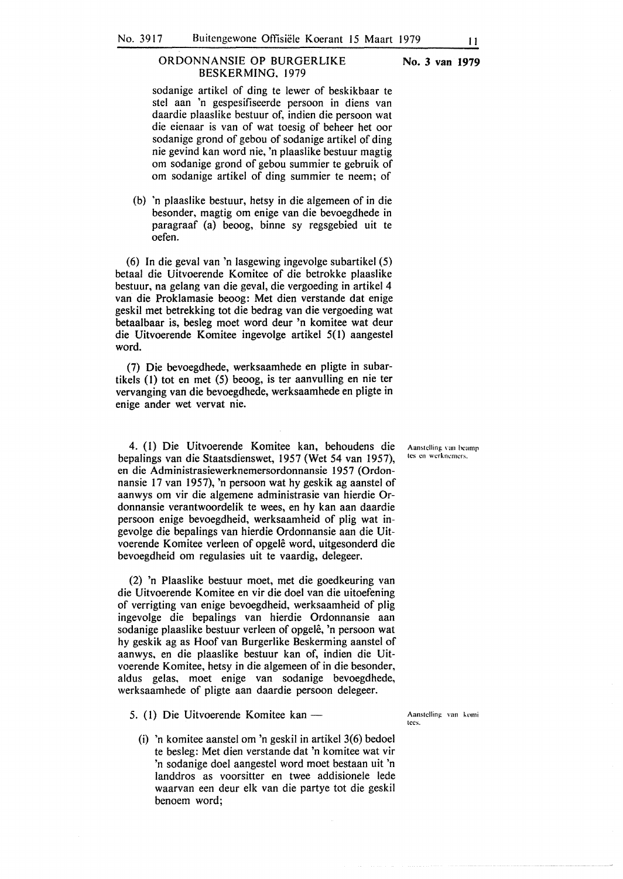ORDONNANSIE OP BURGERLIKE BESKERMING, 1979

No. 3 van 1979

sodanige artikel of ding te lewer of beskikbaar te stel aan 'n gespesifiseerde persoon in diens van daardie plaaslike bestuur of, indien die persoon wat die eienaar is van of wat toesig of beheer het oor sodanige grond of gebou of sodanige artikel of ding nie gevind kan word nie, 'n plaaslike bestuur magtig om sodanige grond of gebou summier te gebruik of om sodanige artikel of ding summier te neem; of

(b) 'n plaaslike bestuur, hetsy in die algemeen of in die besonder, magtig om enige van die bevoegdhede in paragraaf (a) beoog, binne sy regsgebied uit te oefen.

(6) In die geval van 'n lasgewing ingevolge subartikel (5) betaal die Uitvoerende Komitee of die betrokke plaaslike bestuur, na gelang van die geval, die vergoeding in artikel 4 van die Proklamasie beoog: Met dien verstande dat enige geskil met betrekking tot die bedrag van die vergoeding wat betaalbaar is, besleg moet word deur 'n komitee wat deur die Uitvoerende Komitee ingevolge artikel 5(1) aangestel word.

(7) Die bevoegdhede, werksaamhede en pligte in subartikels (1) tot en met (5) beoog, is ter aanvulling en nie ter vervanging van die bevoegdhede, werksaamhede en pligte in enige ander wet vervat nie.

Aanstelling van beamptes en werknemers.

4. (1) Die Uitvoerende Komitee kan, behoudens die bepalings van die Staatsdienswet, 1957 (Wet 54 van 1957), en die Administrasiewerknemersordonnansie 1957 (Ordonnansie 17 van 1957), 'n persoon wat hy geskik ag aanstel of aanwys om vir die algemene administrasie van hierdie Ordonnansie verantwoordelik te wees, en hy kan aan daardie persoon enige bevoegdheid, werksaamheid of plig wat ingevolge die bepalings van hierdie Ordonnansie aan die Uitvoerende Komitee verleen of opgelê word, uitgesonderd die bevoegdheid om regulasies uit te vaardig, delegeer.

(2) 'n Plaaslike bestuur moet, met die goedkeuring van die Uitvoerende Komitee en vir die doel van die uitoefening of verrigting van enige bevoegdheid, werksaamheid of plig ingevolge die bepalings van hierdie Ordonnansie aan sodanige plaaslike bestuur verleen of opgelê, 'n persoon wat hy geskik ag as Hoof van Burgerlike Beskerming aanstel of aanwys, en die plaaslike bestuur kan of, indien die Uitvoerende Komitee, hetsy in die algemeen of in die besonder, aldus gelas, moet enige van sodanige bevoegdhede, werksaamhede of pligte aan daardie persoon delegeer.

Aanstelling van komitees.

5. (1) Die Uitvoerende Komitee kan —

(i) 'n komitee aanstel om 'n geskil in artikel 3(6) bedoel te besleg: Met dien verstande dat 'n komitee wat vir 'n sodanige doel aangestel word moet bestaan uit 'n landdros as voorsitter en twee addisionele lede waarvan een deur elk van die partye tot die geskil benoem word;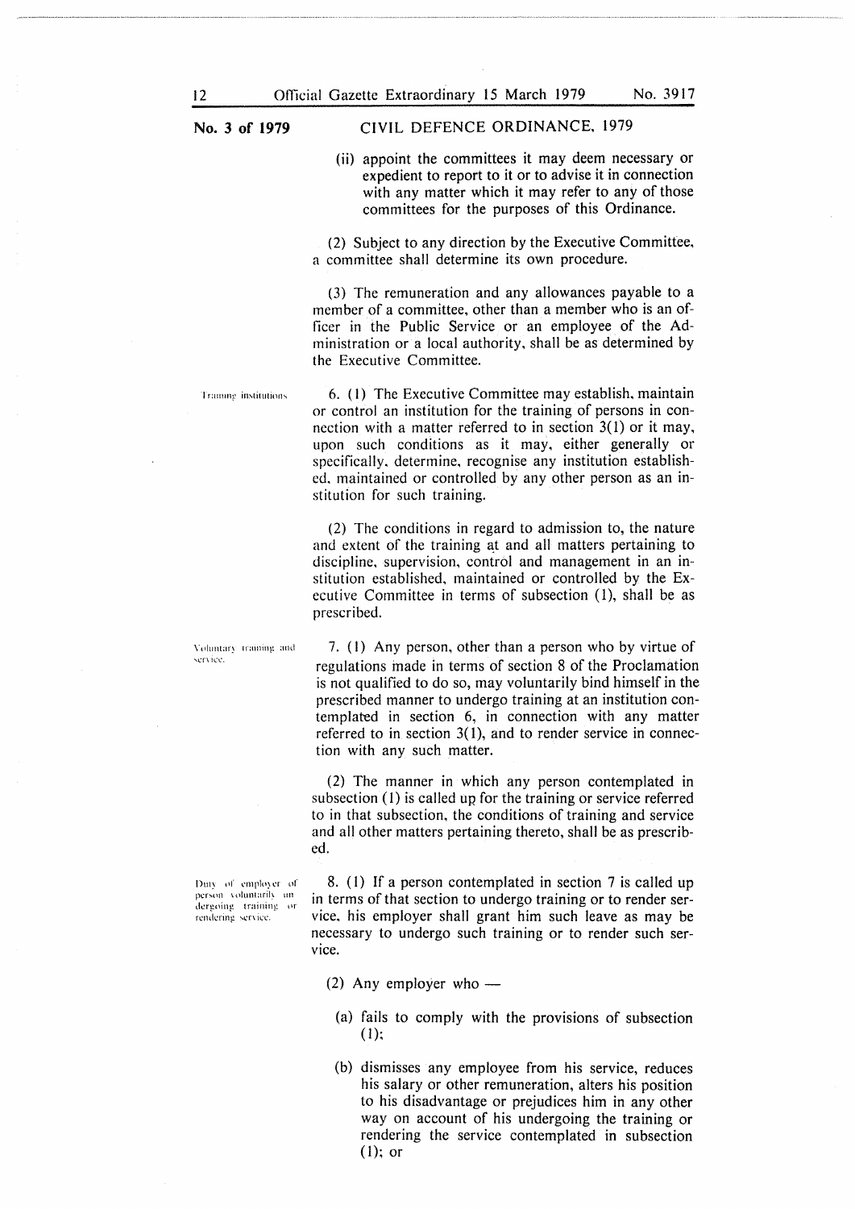**No. 3 of 1979** CIVIL DEFENCE ORDINANCE, 1979

(ii) appoint the committees it may deem necessary or expedient to report to it or to advise it in connection with any matter which it may refer to any of those committees for the purposes of this Ordinance.

(2) Subject to any direction by the Executive Committee, a committee shall determine its own procedure.

(3) The remuneration and any allowances payable to a member of a committee, other than a member who is an officer in the Public Service or an employee of the Administration or a local authority, shall be as determined by the Executive Committee.

*Training institutions*

6. (1) The Executive Committee may establish, maintain or control an institution for the training of persons in connection with a matter referred to in section 3(1) or it may, upon such conditions as it may, either generally or specifically, determine, recognise any institution established, maintained or controlled by any other person as an institution for such training.

(2) The conditions in regard to admission to, the nature and extent of the training at and all matters pertaining to discipline, supervision, control and management in an institution established, maintained or controlled by the Executive Committee in terms of subsection (1), shall be as prescribed.

*Voluntary training and service.*

7. (1) Any person, other than a person who by virtue of regulations made in terms of section 8 of the Proclamation is not qualified to do so, may voluntarily bind himself in the prescribed manner to undergo training at an institution contemplated in section 6, in connection with any matter referred to in section 3(1), and to render service in connection with any such matter.

(2) The manner in which any person contemplated in subsection (1) is called up for the training or service referred to in that subsection, the conditions of training and service and all other matters pertaining thereto, shall be as prescribed.

*Duty of employer of person voluntarily undergoing training or rendering service.*

8. (1) If a person contemplated in section 7 is called up in terms of that section to undergo training or to render service, his employer shall grant him such leave as may be necessary to undergo such training or to render such service.

(2) Any employer who —

(a) fails to comply with the provisions of subsection (1);

(b) dismisses any employee from his service, reduces his salary or other remuneration, alters his position to his disadvantage or prejudices him in any other way on account of his undergoing the training or rendering the service contemplated in subsection (1); or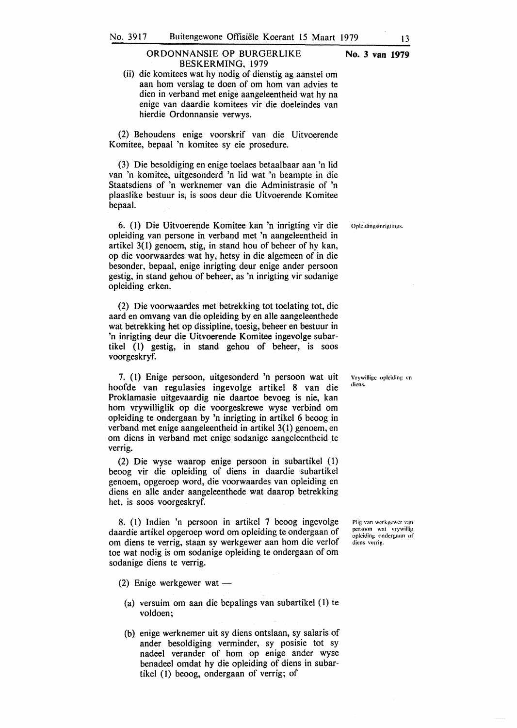## ORDONNANSIE OP BURGERLIKE BESKERMING, 1979

**No. 3 van 1979**

(ii) die komitees wat hy nodig of dienstig ag aanstel om aan hom verslag te doen of om hom van advies te dien in verband met enige aangeleentheid wat hy na enige van daardie komitees vir die doeleindes van hierdie Ordonnansie verwys.

(2) Behoudens enige voorskrif van die Uitvoerende Komitee, bepaal 'n komitee sy eie prosedure.

(3) Die besoldiging en enige toelaes betaalbaar aan 'n lid van 'n komitee, uitgesonderd 'n lid wat 'n beampte in die Staatsdiens of 'n werknemer van die Administrasie of 'n plaaslike bestuur is, is soos deur die Uitvoerende Komitee bepaal.

*Opleidingsinrigtings.*

6. (1) Die Uitvoerende Komitee kan 'n inrigting vir die opleiding van persone in verband met 'n aangeleentheid in artikel 3(1) genoem, stig, in stand hou of beheer of hy kan, op die voorwaardes wat hy, hetsy in die algemeen of in die besonder, bepaal, enige inrigting deur enige ander persoon gestig, in stand gehou of beheer, as 'n inrigting vir sodanige opleiding erken.

(2) Die voorwaardes met betrekking tot toelating tot, die aard en omvang van die opleiding by en alle aangeleenthede wat betrekking het op dissipline, toesig, beheer en bestuur in 'n inrigting deur die Uitvoerende Komitee ingevolge subartikel (1) gestig, in stand gehou of beheer, is soos voorgeskryf.

*Vrywillige opleiding en diens.*

7. (1) Enige persoon, uitgesonderd 'n persoon wat uit hoofde van regulasies ingevolge artikel 8 van die Proklamasie uitgevaardig nie daartoe bevoeg is nie, kan hom vrywilliglik op die voorgeskrewe wyse verbind om opleiding te ondergaan by 'n inrigting in artikel 6 beoog in verband met enige aangeleentheid in artikel 3(1) genoem, en om diens in verband met enige sodanige aangeleentheid te verrig.

(2) Die wyse waarop enige persoon in subartikel (1) beoog vir die opleiding of diens in daardie subartikel genoem, opgeroep word, die voorwaardes van opleiding en diens en alle ander aangeleenthede wat daarop betrekking het, is soos voorgeskryf.

*Plig van werkgewer van persoon wat vrywillig opleiding ondergaan of diens verrig.*

8. (1) Indien 'n persoon in artikel 7 beoog ingevolge daardie artikel opgeroep word om opleiding te ondergaan of om diens te verrig, staan sy werkgewer aan hom die verlof toe wat nodig is om sodanige opleiding te ondergaan of om sodanige diens te verrig.

(2) Enige werkgewer wat —

(a) versuim om aan die bepalings van subartikel (1) te voldoen;

(b) enige werknemer uit sy diens ontslaan, sy salaris of ander besoldiging verminder, sy posisie tot sy nadeel verander of hom op enige ander wyse benadeel omdat hy die opleiding of diens in subartikel (1) beoog, ondergaan of verrig; of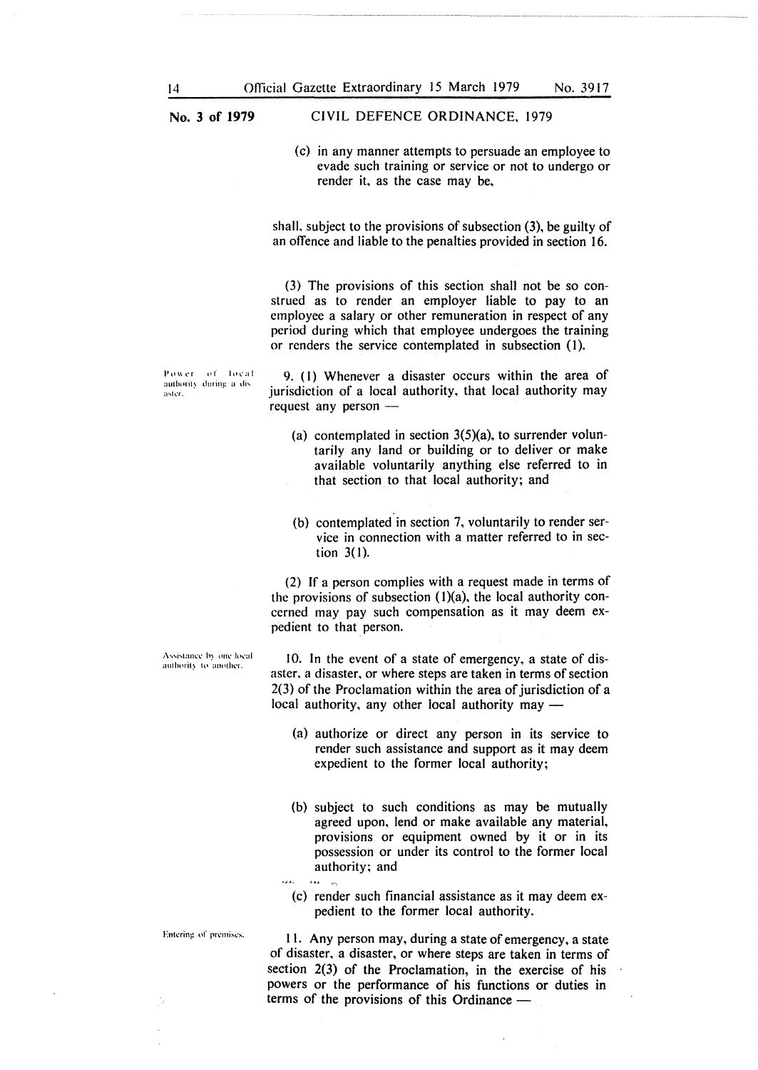(c) in any manner attempts to persuade an employee to evade such training or service or not to undergo or render it, as the case may be,

shall, subject to the provisions of subsection (3), be guilty of an offence and liable to the penalties provided in section 16.

(3) The provisions of this section shall not be so construed as to render an employer liable to pay to an employee a salary or other remuneration in respect of any period during which that employee undergoes the training or renders the service contemplated in subsection (1).

Power of local authority during a disaster.

9. (1) Whenever a disaster occurs within the area of jurisdiction of a local authority, that local authority may request any person —

(a) contemplated in section 3(5)(a), to surrender voluntarily any land or building or to deliver or make available voluntarily anything else referred to in that section to that local authority; and

(b) contemplated in section 7, voluntarily to render service in connection with a matter referred to in section 3(1).

(2) If a person complies with a request made in terms of the provisions of subsection (1)(a), the local authority concerned may pay such compensation as it may deem expedient to that person.

Assistance by one local authority to another.

10. In the event of a state of emergency, a state of disaster, a disaster, or where steps are taken in terms of section 2(3) of the Proclamation within the area of jurisdiction of a local authority, any other local authority may —

(a) authorize or direct any person in its service to render such assistance and support as it may deem expedient to the former local authority;

(b) subject to such conditions as may be mutually agreed upon, lend or make available any material, provisions or equipment owned by it or in its possession or under its control to the former local authority; and

(c) render such financial assistance as it may deem expedient to the former local authority.

Entering of premises.

11. Any person may, during a state of emergency, a state of disaster, a disaster, or where steps are taken in terms of section 2(3) of the Proclamation, in the exercise of his powers or the performance of his functions or duties in terms of the provisions of this Ordinance —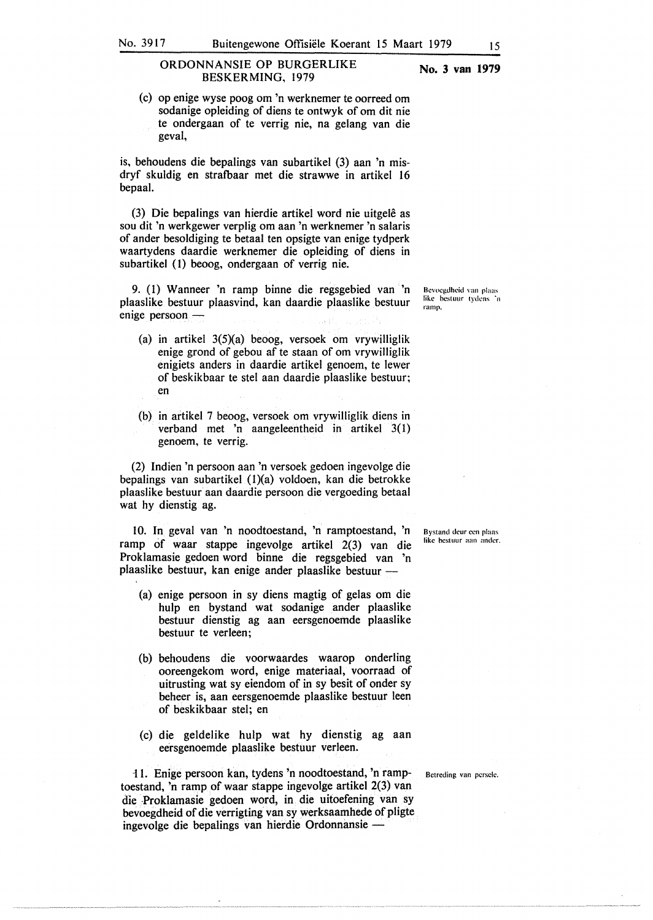ORDONNANSIE OP BURGERLIKE BESKERMING, 1979

No. 3 van 1979

(c) op enige wyse poog om 'n werknemer te oorreed om sodanige opleiding of diens te ontwyk of om dit nie te ondergaan of te verrig nie, na gelang van die geval,

is, behoudens die bepalings van subartikel (3) aan 'n misdryf skuldig en strafbaar met die strawwe in artikel 16 bepaal.

(3) Die bepalings van hierdie artikel word nie uitgelê as sou dit 'n werkgewer verplig om aan 'n werknemer 'n salaris of ander besoldiging te betaal ten opsigte van enige tydperk waartydens daardie werknemer die opleiding of diens in subartikel (1) beoog, ondergaan of verrig nie.

*Bevoegdheid van plaaslike bestuur tydens 'n ramp.*

9. (1) Wanneer 'n ramp binne die regsgebied van 'n plaaslike bestuur plaasvind, kan daardie plaaslike bestuur enige persoon —

(a) in artikel 3(5)(a) beoog, versoek om vrywilliglik enige grond of gebou af te staan of om vrywilliglik enigiets anders in daardie artikel genoem, te lewer of beskikbaar te stel aan daardie plaaslike bestuur; en

(b) in artikel 7 beoog, versoek om vrywilliglik diens in verband met 'n aangeleentheid in artikel 3(1) genoem, te verrig.

(2) Indien 'n persoon aan 'n versoek gedoen ingevolge die bepalings van subartikel (1)(a) voldoen, kan die betrokke plaaslike bestuur aan daardie persoon die vergoeding betaal wat hy dienstig ag.

*Bystand deur een plaaslike bestuur aan ander.*

10. In geval van 'n noodtoestand, 'n ramptoestand, 'n ramp of waar stappe ingevolge artikel 2(3) van die Proklamasie gedoen word binne die regsgebied van 'n plaaslike bestuur, kan enige ander plaaslike bestuur —

(a) enige persoon in sy diens magtig of gelas om die hulp en bystand wat sodanige ander plaaslike bestuur dienstig ag aan eersgenoemde plaaslike bestuur te verleen;

(b) behoudens die voorwaardes waarop onderling ooreengekom word, enige materiaal, voorraad of uitrusting wat sy eiendom of in sy besit of onder sy beheer is, aan eersgenoemde plaaslike bestuur leen of beskikbaar stel; en

(c) die geldelike hulp wat hy dienstig ag aan eersgenoemde plaaslike bestuur verleen.

*Betreding van persele.*

11. Enige persoon kan, tydens 'n noodtoestand, 'n ramptoestand, 'n ramp of waar stappe ingevolge artikel 2(3) van die Proklamasie gedoen word, in die uitoefening van sy bevoegdheid of die verrigting van sy werksaamhede of pligte ingevolge die bepalings van hierdie Ordonnansie —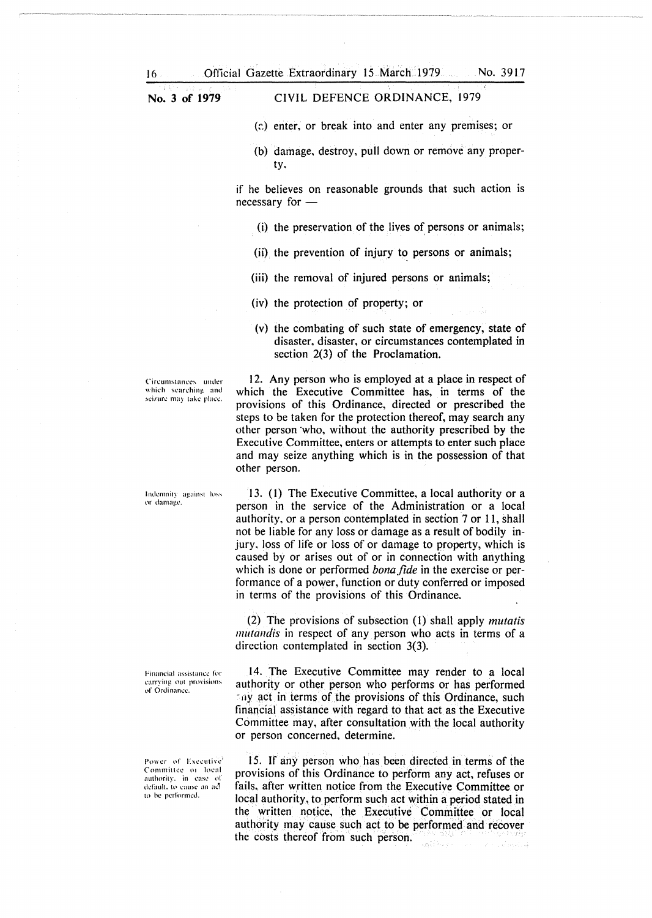(a) enter, or break into and enter any premises; or

(b) damage, destroy, pull down or remove any property,

if he believes on reasonable grounds that such action is necessary for —

(i) the preservation of the lives of persons or animals;

(ii) the prevention of injury to persons or animals;

(iii) the removal of injured persons or animals;

(iv) the protection of property; or

(v) the combating of such state of emergency, state of disaster, disaster, or circumstances contemplated in section 2(3) of the Proclamation.

*Circumstances under which searching and seizure may take place.*

12. Any person who is employed at a place in respect of which the Executive Committee has, in terms of the provisions of this Ordinance, directed or prescribed the steps to be taken for the protection thereof, may search any other person who, without the authority prescribed by the Executive Committee, enters or attempts to enter such place and may seize anything which is in the possession of that other person.

*Indemnity against loss or damage.*

13. (1) The Executive Committee, a local authority or a person in the service of the Administration or a local authority, or a person contemplated in section 7 or 11, shall not be liable for any loss or damage as a result of bodily injury, loss of life or loss of or damage to property, which is caused by or arises out of or in connection with anything which is done or performed *bona fide* in the exercise or performance of a power, function or duty conferred or imposed in terms of the provisions of this Ordinance.

(2) The provisions of subsection (1) shall apply *mutatis mutandis* in respect of any person who acts in terms of a direction contemplated in section 3(3).

*Financial assistance for carrying out provisions of Ordinance.*

14. The Executive Committee may render to a local authority or other person who performs or has performed any act in terms of the provisions of this Ordinance, such financial assistance with regard to that act as the Executive Committee may, after consultation with the local authority or person concerned, determine.

*Power of Executive Committee or local authority, in case of default, to cause an act to be performed.*

15. If any person who has been directed in terms of the provisions of this Ordinance to perform any act, refuses or fails, after written notice from the Executive Committee or local authority, to perform such act within a period stated in the written notice, the Executive Committee or local authority may cause such act to be performed and recover the costs thereof from such person.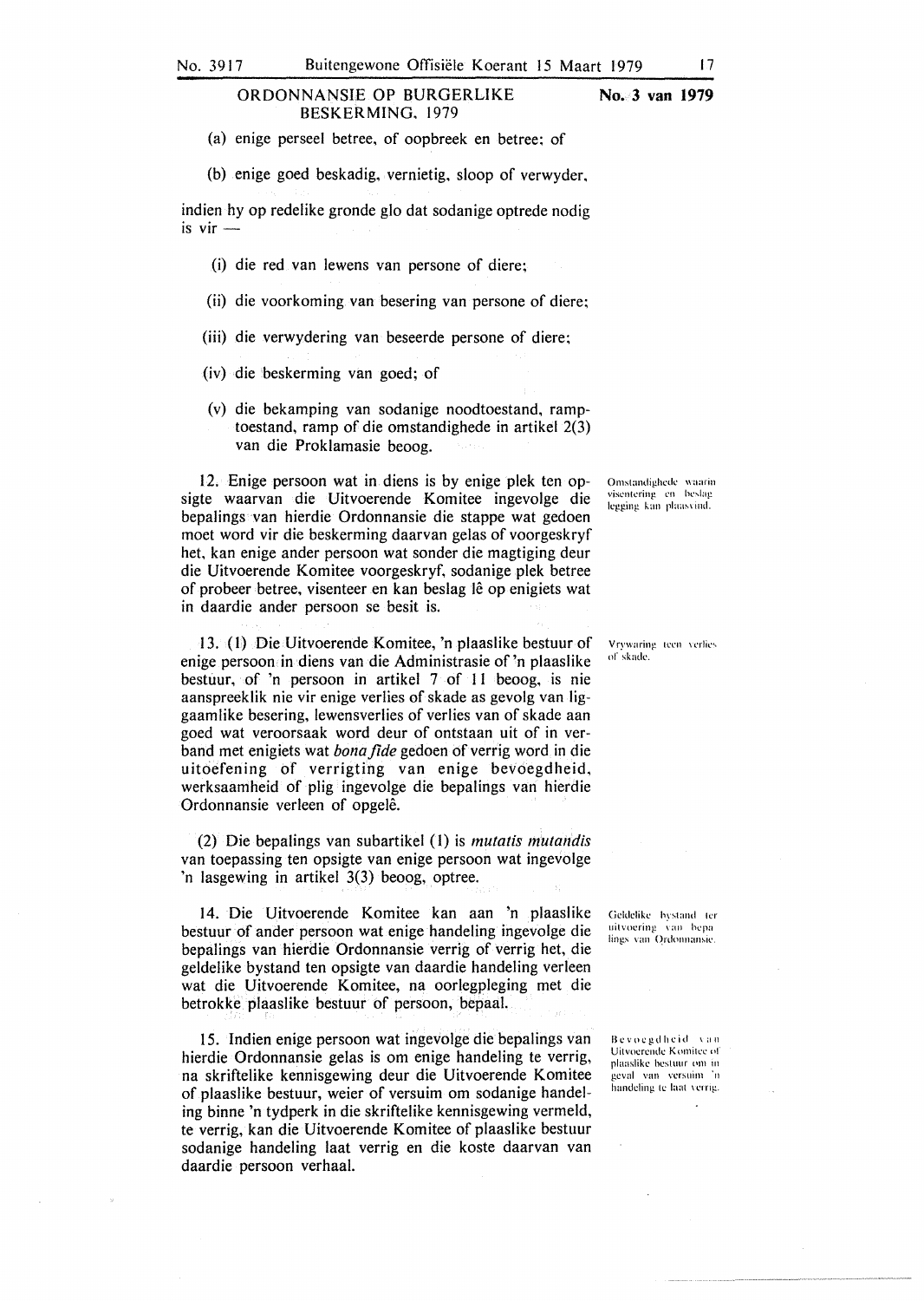**ORDONNANSIE OP BURGERLIKE BESKERMING, 1979** **No. 3 van 1979**

(a) enige perseel betree, of oopbreek en betree; of

(b) enige goed beskadig, vernietig, sloop of verwyder,

indien hy op redelike gronde glo dat sodanige optrede nodig is vir —

(i) die red van lewens van persone of diere;

(ii) die voorkoming van besering van persone of diere;

(iii) die verwydering van beseerde persone of diere;

(iv) die beskerming van goed; of

(v) die bekamping van sodanige noodtoestand, ramptoestand, ramp of die omstandighede in artikel 2(3) van die Proklamasie beoog.

*Omstandighede waarin visentering en beslaglegging kan plaasvind.*

12. Enige persoon wat in diens is by enige plek ten opsigte waarvan die Uitvoerende Komitee ingevolge die bepalings van hierdie Ordonnansie die stappe wat gedoen moet word vir die beskerming daarvan gelas of voorgeskryf het, kan enige ander persoon wat sonder die magtiging deur die Uitvoerende Komitee voorgeskryf, sodanige plek betree of probeer betree, visenteer en kan beslag lê op enigiets wat in daardie ander persoon se besit is.

*Vrywaring teen verlies of skade.*

13. (1) Die Uitvoerende Komitee, 'n plaaslike bestuur of enige persoon in diens van die Administrasie of 'n plaaslike bestuur, of 'n persoon in artikel 7 of 11 beoog, is nie aanspreeklik nie vir enige verlies of skade as gevolg van liggaamlike besering, lewensverlies of verlies van of skade aan goed wat veroorsaak word deur of ontstaan uit of in verband met enigiets wat *bona fide* gedoen of verrig word in die uitoefening of verrigting van enige bevoegdheid, werksaamheid of plig ingevolge die bepalings van hierdie Ordonnansie verleen of opgelê.

(2) Die bepalings van subartikel (1) is *mutatis mutandis* van toepassing ten opsigte van enige persoon wat ingevolge 'n lasgewing in artikel 3(3) beoog, optree.

*Geldelike bystand ter uitvoering van bepalings van Ordonnansie.*

14. Die Uitvoerende Komitee kan aan 'n plaaslike bestuur of ander persoon wat enige handeling ingevolge die bepalings van hierdie Ordonnansie verrig of verrig het, die geldelike bystand ten opsigte van daardie handeling verleen wat die Uitvoerende Komitee, na oorlegpleging met die betrokke plaaslike bestuur of persoon, bepaal.

*Bevoegdheid van Uitvoerende Komitee of plaaslike bestuur om in geval van versuim 'n handeling te laat verrig.*

15. Indien enige persoon wat ingevolge die bepalings van hierdie Ordonnansie gelas is om enige handeling te verrig, na skriftelike kennisgewing deur die Uitvoerende Komitee of plaaslike bestuur, weier of versuim om sodanige handeling binne 'n tydperk in die skriftelike kennisgewing vermeld, te verrig, kan die Uitvoerende Komitee of plaaslike bestuur sodanige handeling laat verrig en die koste daarvan van daardie persoon verhaal.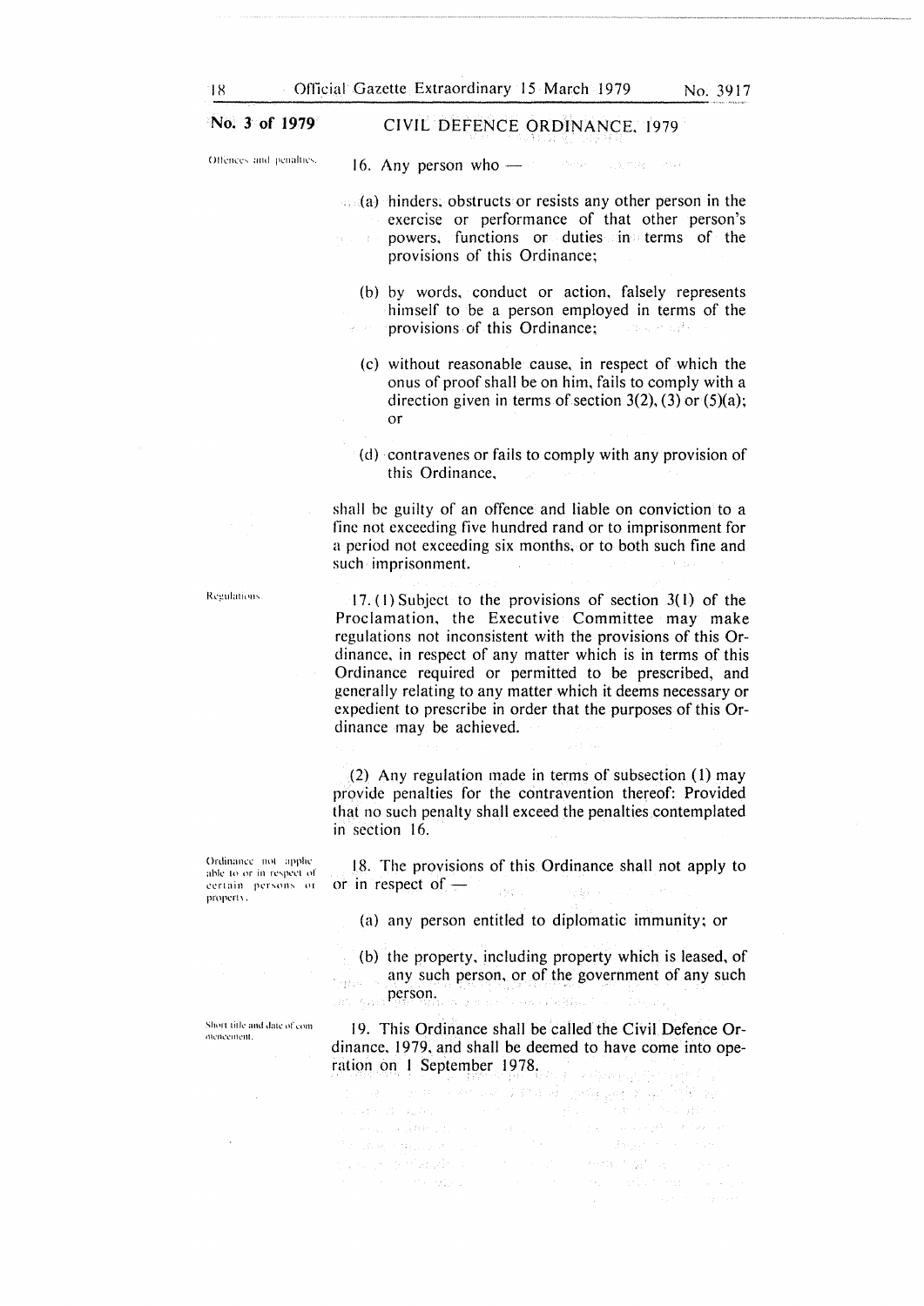**No. 3 of 1979** CIVIL DEFENCE ORDINANCE, 1979

*Offences and penalties.*

16. Any person who —

(a) hinders, obstructs or resists any other person in the exercise or performance of that other person's powers, functions or duties in terms of the provisions of this Ordinance;

(b) by words, conduct or action, falsely represents himself to be a person employed in terms of the provisions of this Ordinance;

(c) without reasonable cause, in respect of which the onus of proof shall be on him, fails to comply with a direction given in terms of section 3(2), (3) or (5)(a); or

(d) contravenes or fails to comply with any provision of this Ordinance,

shall be guilty of an offence and liable on conviction to a fine not exceeding five hundred rand or to imprisonment for a period not exceeding six months, or to both such fine and such imprisonment.

*Regulations.*

17. (1) Subject to the provisions of section 3(1) of the Proclamation, the Executive Committee may make regulations not inconsistent with the provisions of this Ordinance, in respect of any matter which is in terms of this Ordinance required or permitted to be prescribed, and generally relating to any matter which it deems necessary or expedient to prescribe in order that the purposes of this Ordinance may be achieved.

(2) Any regulation made in terms of subsection (1) may provide penalties for the contravention thereof: Provided that no such penalty shall exceed the penalties contemplated in section 16.

*Ordinance not applicable to or in respect of certain persons or property.*

18. The provisions of this Ordinance shall not apply to or in respect of —

(a) any person entitled to diplomatic immunity; or

(b) the property, including property which is leased, of any such person, or of the government of any such person.

*Short title and date of commencement.*

19. This Ordinance shall be called the Civil Defence Ordinance, 1979, and shall be deemed to have come into operation on 1 September 1978.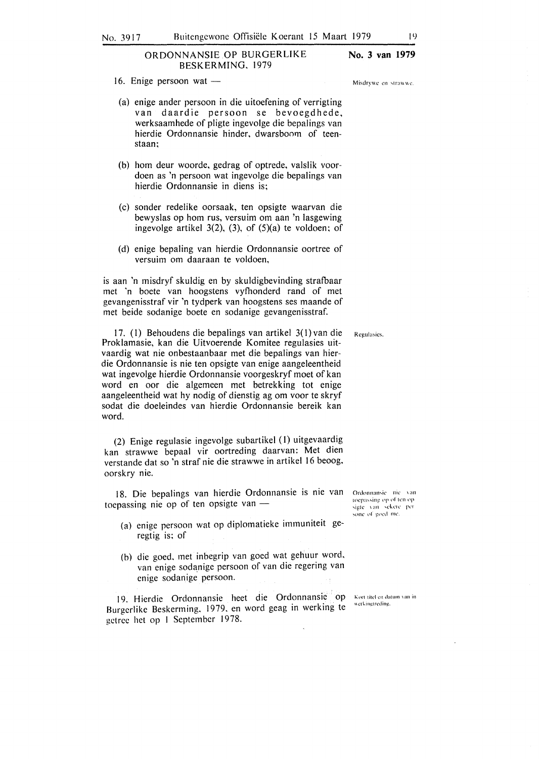ORDONNANSIE OP BURGERLIKE BESKERMING, 1979

**No. 3 van 1979**

Misdrywe en strawwe.

16. Enige persoon wat —

(a) enige ander persoon in die uitoefening of verrigting van daardie persoon se bevoegdhede, werksaamhede of pligte ingevolge die bepalings van hierdie Ordonnansie hinder, dwarsboom of teenstaan;

(b) hom deur woorde, gedrag of optrede, valslik voordoen as 'n persoon wat ingevolge die bepalings van hierdie Ordonnansie in diens is;

(c) sonder redelike oorsaak, ten opsigte waarvan die bewyslas op hom rus, versuim om aan 'n lasgewing ingevolge artikel 3(2), (3), of (5)(a) te voldoen; of

(d) enige bepaling van hierdie Ordonnansie oortree of versuim om daaraan te voldoen,

is aan 'n misdryf skuldig en by skuldigbevinding strafbaar met 'n boete van hoogstens vyfhonderd rand of met gevangenisstraf vir 'n tydperk van hoogstens ses maande of met beide sodanige boete en sodanige gevangenisstraf.

Regulasies.

17. (1) Behoudens die bepalings van artikel 3(1) van die Proklamasie, kan die Uitvoerende Komitee regulasies uitvaardig wat nie onbestaanbaar met die bepalings van hierdie Ordonnansie is nie ten opsigte van enige aangeleentheid wat ingevolge hierdie Ordonnansie voorgeskryf moet of kan word en oor die algemeen met betrekking tot enige aangeleentheid wat hy nodig of dienstig ag om voor te skryf sodat die doeleindes van hierdie Ordonnansie bereik kan word.

(2) Enige regulasie ingevolge subartikel (1) uitgevaardig kan strawwe bepaal vir oortreding daarvan: Met dien verstande dat so 'n straf nie die strawwe in artikel 16 beoog, oorskry nie.

Ordonnansie nie van toepassing op of ten opsigte van sekere persone of goed nie.

18. Die bepalings van hierdie Ordonnansie is nie van toepassing nie op of ten opsigte van —

(a) enige persoon wat op diplomatieke immuniteit geregtig is; of

(b) die goed, met inbegrip van goed wat gehuur word, van enige sodanige persoon of van die regering van enige sodanige persoon.

Kort titel en datum van inwerkingtreding.

19. Hierdie Ordonnansie heet die Ordonnansie op Burgerlike Beskerming, 1979, en word geag in werking te getree het op 1 September 1978.